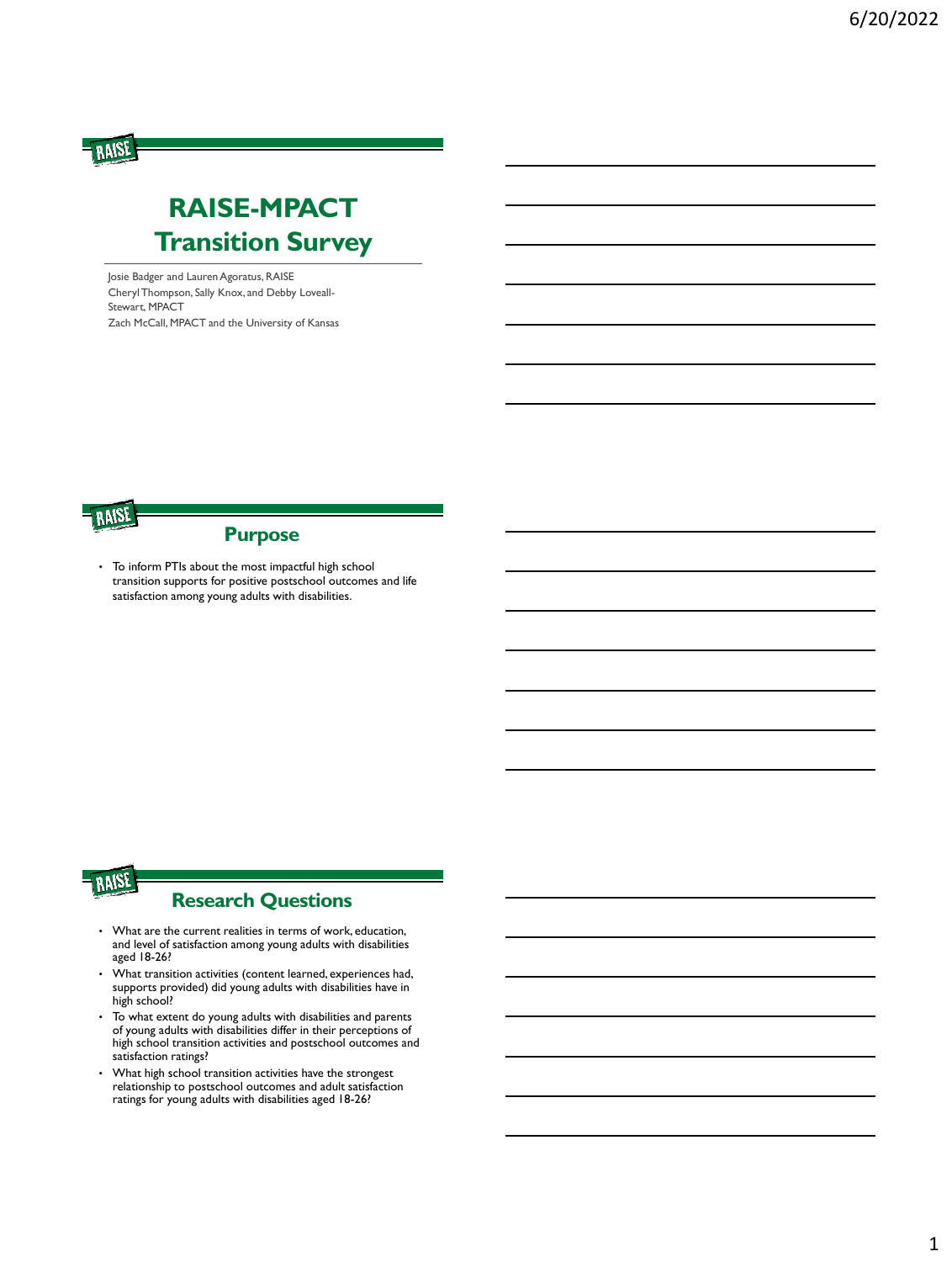# RAISE-MPACT Transition Survey

Josie Badger and Lauren Agoratus, RAISE
Cheryl Thompson, Sally Knox, and Debby Loveall-Stewart, MPACT
Zach McCall, MPACT and the University of Kansas

## Purpose

- To inform PTIs about the most impactful high school transition supports for positive postschool outcomes and life satisfaction among young adults with disabilities.

## Research Questions

- What are the current realities in terms of work, education, and level of satisfaction among young adults with disabilities aged 18-26?
- What transition activities (content learned, experiences had, supports provided) did young adults with disabilities have in high school?
- To what extent do young adults with disabilities and parents of young adults with disabilities differ in their perceptions of high school transition activities and postschool outcomes and satisfaction ratings?
- What high school transition activities have the strongest relationship to postschool outcomes and adult satisfaction ratings for young adults with disabilities aged 18-26?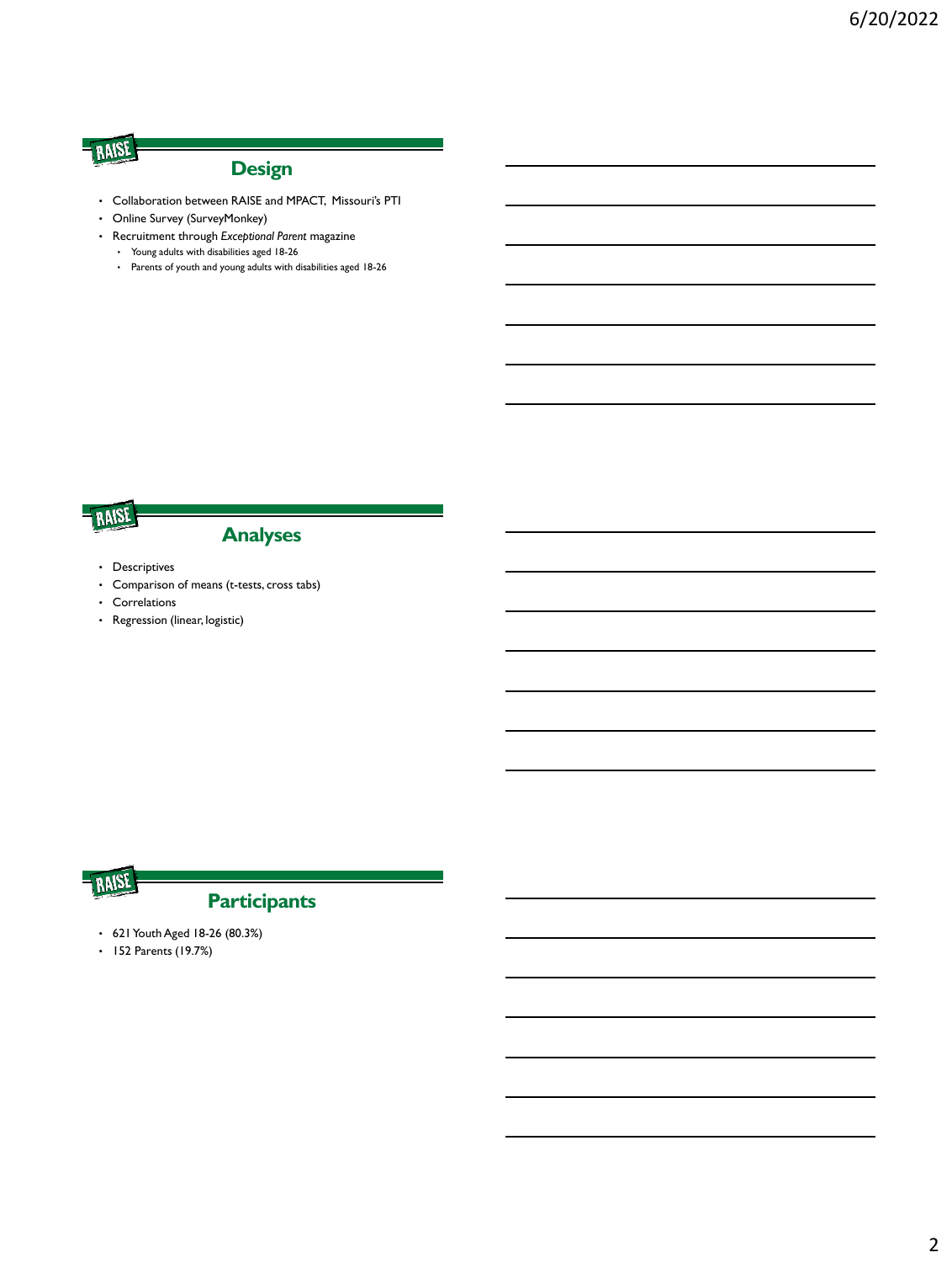## Design

- Collaboration between RAISE and MPACT, Missouri's PTI
- Online Survey (SurveyMonkey)
- Recruitment through *Exceptional Parent* magazine
  - Young adults with disabilities aged 18-26
  - Parents of youth and young adults with disabilities aged 18-26

## Analyses

- Descriptives
- Comparison of means (t-tests, cross tabs)
- Correlations
- Regression (linear, logistic)

## Participants

- 621 Youth Aged 18-26 (80.3%)
- 152 Parents (19.7%)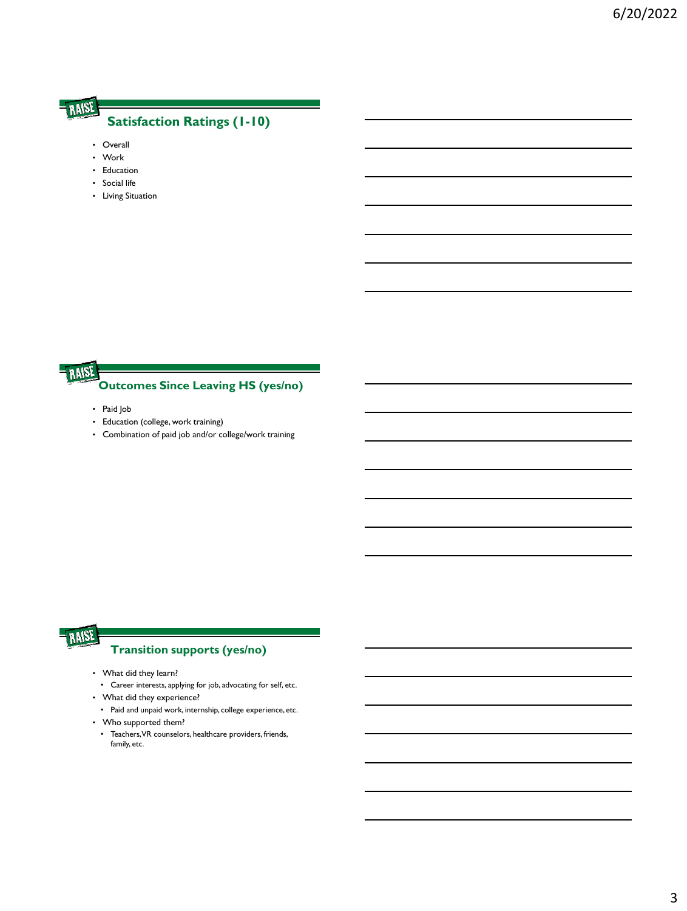## Satisfaction Ratings (1-10)

- Overall
- Work
- Education
- Social life
- Living Situation

## Outcomes Since Leaving HS (yes/no)

- Paid Job
- Education (college, work training)
- Combination of paid job and/or college/work training

## Transition supports (yes/no)

- What did they learn?
  - Career interests, applying for job, advocating for self, etc.
- What did they experience?
  - Paid and unpaid work, internship, college experience, etc.
- Who supported them?
  - Teachers, VR counselors, healthcare providers, friends, family, etc.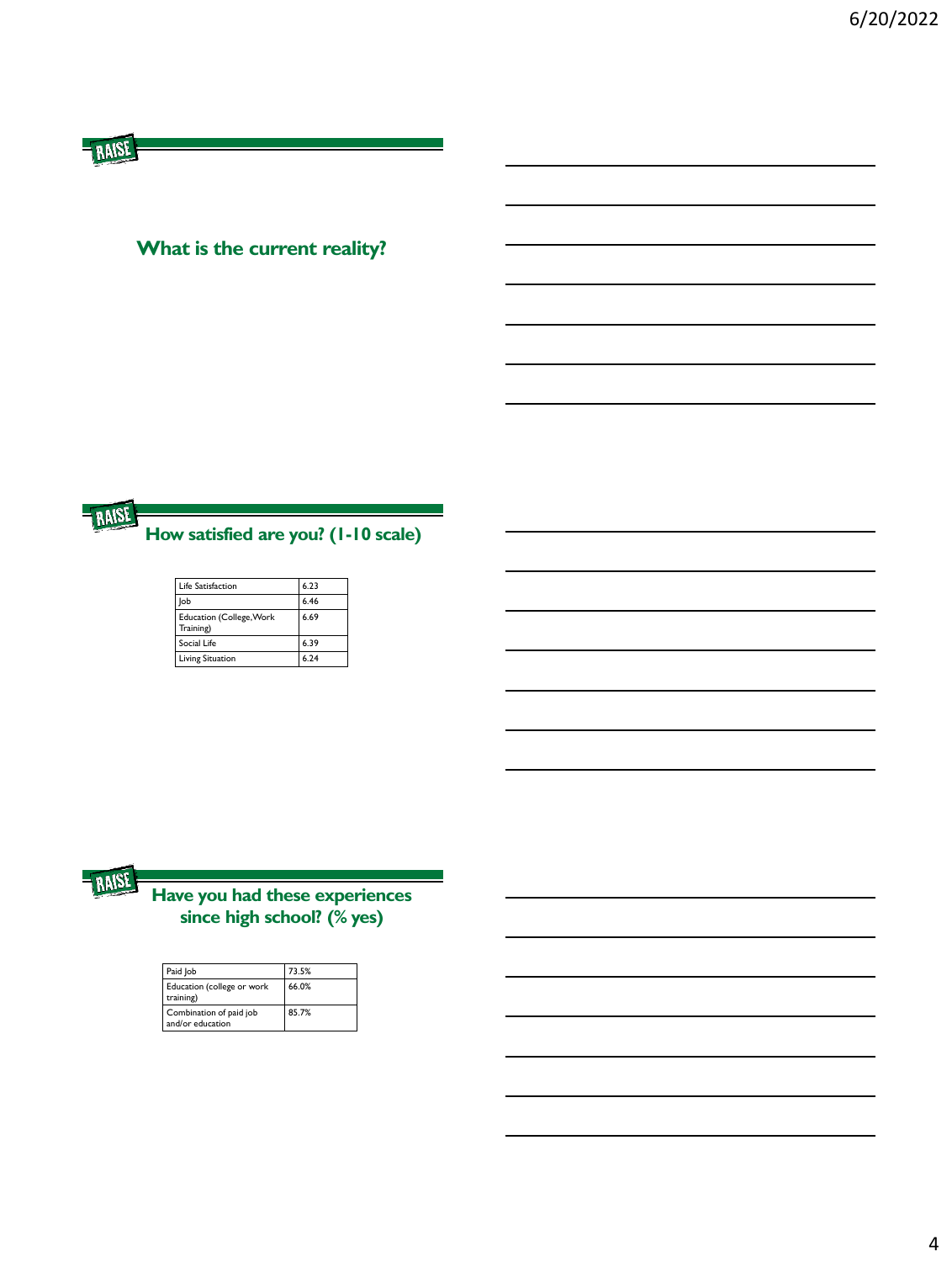## What is the current reality?

## How satisfied are you? (1-10 scale)

| Life Satisfaction | 6.23 |
| --- | --- |
| Job | 6.46 |
| Education (College, Work Training) | 6.69 |
| Social Life | 6.39 |
| Living Situation | 6.24 |

## Have you had these experiences since high school? (% yes)

| Paid Job | 73.5% |
| --- | --- |
| Education (college or work training) | 66.0% |
| Combination of paid job and/or education | 85.7% |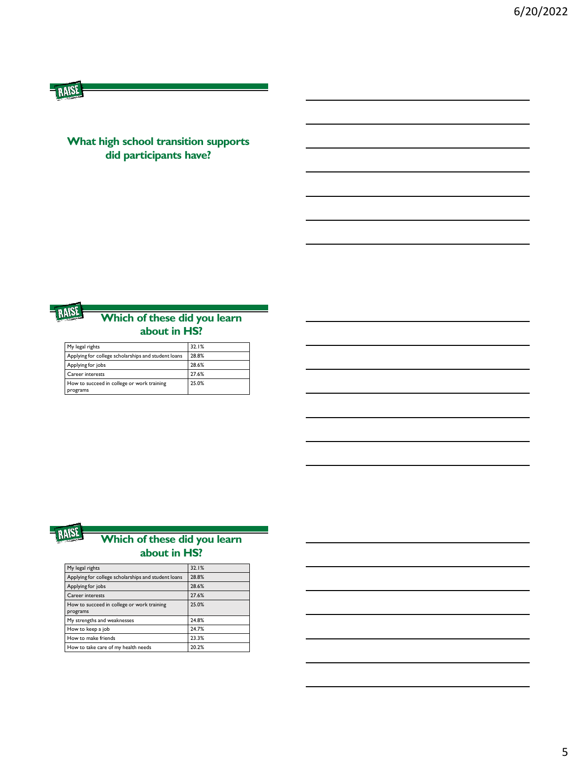## What high school transition supports did participants have?

## Which of these did you learn about in HS?

| My legal rights | 32.1% |
|---|---|
| Applying for college scholarships and student loans | 28.8% |
| Applying for jobs | 28.6% |
| Career interests | 27.6% |
| How to succeed in college or work training programs | 25.0% |

## Which of these did you learn about in HS?

| My legal rights | 32.1% |
|---|---|
| Applying for college scholarships and student loans | 28.8% |
| Applying for jobs | 28.6% |
| Career interests | 27.6% |
| How to succeed in college or work training programs | 25.0% |
| My strengths and weaknesses | 24.8% |
| How to keep a job | 24.7% |
| How to make friends | 23.3% |
| How to take care of my health needs | 20.2% |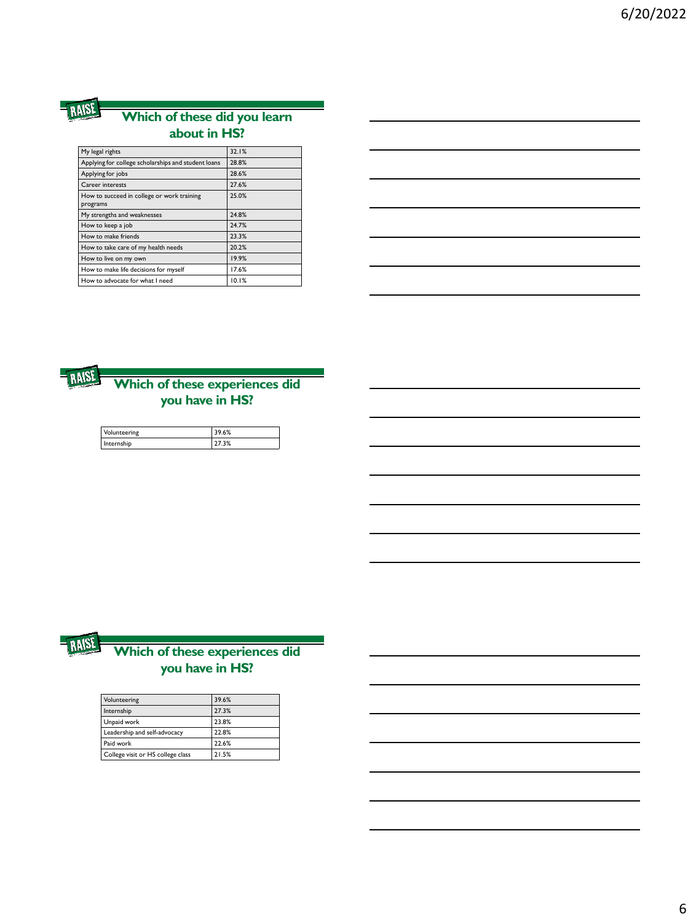## Which of these did you learn about in HS?

| | |
|---|---|
| My legal rights | 32.1% |
| Applying for college scholarships and student loans | 28.8% |
| Applying for jobs | 28.6% |
| Career interests | 27.6% |
| How to succeed in college or work training programs | 25.0% |
| My strengths and weaknesses | 24.8% |
| How to keep a job | 24.7% |
| How to make friends | 23.3% |
| How to take care of my health needs | 20.2% |
| How to live on my own | 19.9% |
| How to make life decisions for myself | 17.6% |
| How to advocate for what I need | 10.1% |

## Which of these experiences did you have in HS?

| | |
|---|---|
| Volunteering | 39.6% |
| Internship | 27.3% |

## Which of these experiences did you have in HS?

| | |
|---|---|
| Volunteering | 39.6% |
| Internship | 27.3% |
| Unpaid work | 23.8% |
| Leadership and self-advocacy | 22.8% |
| Paid work | 22.6% |
| College visit or HS college class | 21.5% |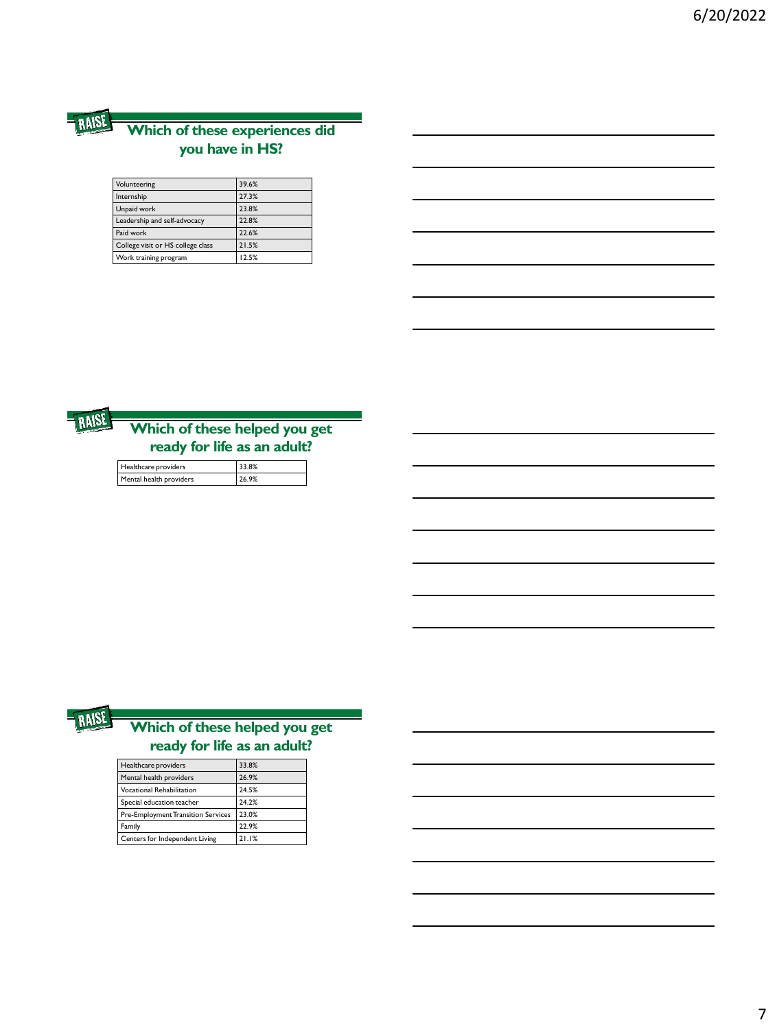## Which of these experiences did you have in HS?

| Volunteering | 39.6% |
|---|---|
| Internship | 27.3% |
| Unpaid work | 23.8% |
| Leadership and self-advocacy | 22.8% |
| Paid work | 22.6% |
| College visit or HS college class | 21.5% |
| Work training program | 12.5% |

## Which of these helped you get ready for life as an adult?

| Healthcare providers | 33.8% |
|---|---|
| Mental health providers | 26.9% |

## Which of these helped you get ready for life as an adult?

| Healthcare providers | 33.8% |
|---|---|
| Mental health providers | 26.9% |
| Vocational Rehabilitation | 24.5% |
| Special education teacher | 24.2% |
| Pre-Employment Transition Services | 23.0% |
| Family | 22.9% |
| Centers for Independent Living | 21.1% |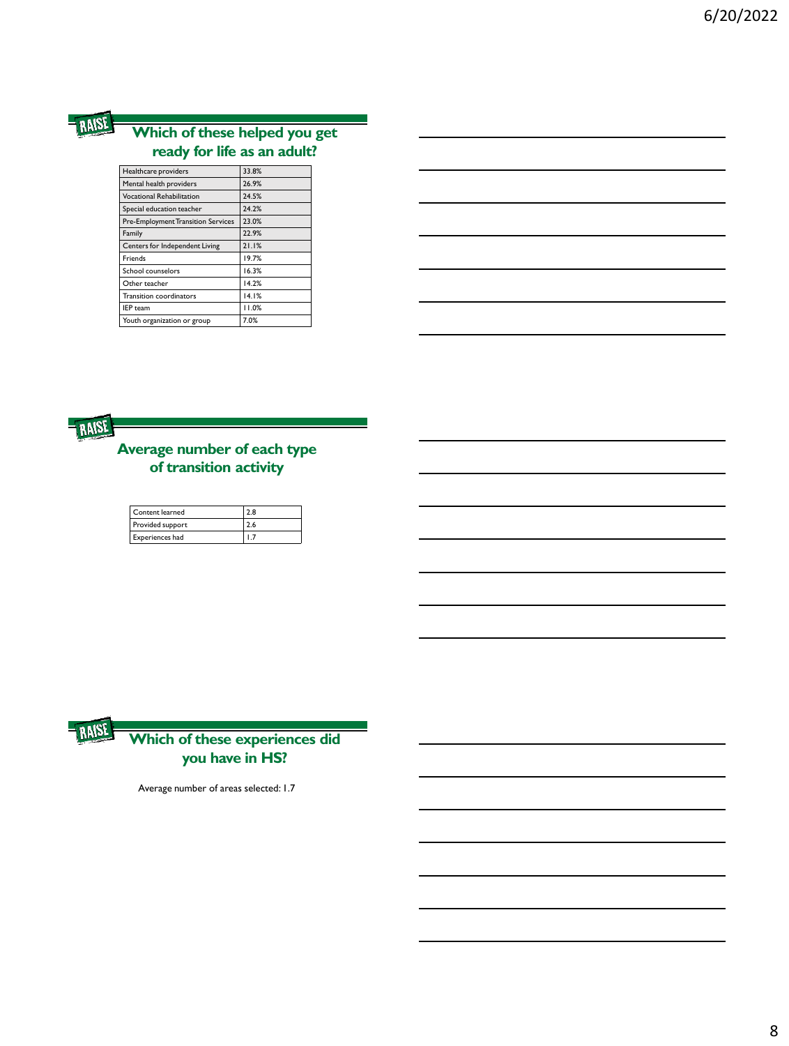## Which of these helped you get ready for life as an adult?

| | |
|---|---|
| Healthcare providers | 33.8% |
| Mental health providers | 26.9% |
| Vocational Rehabilitation | 24.5% |
| Special education teacher | 24.2% |
| Pre-Employment Transition Services | 23.0% |
| Family | 22.9% |
| Centers for Independent Living | 21.1% |
| Friends | 19.7% |
| School counselors | 16.3% |
| Other teacher | 14.2% |
| Transition coordinators | 14.1% |
| IEP team | 11.0% |
| Youth organization or group | 7.0% |

## Average number of each type of transition activity

| | |
|---|---|
| Content learned | 2.8 |
| Provided support | 2.6 |
| Experiences had | 1.7 |

## Which of these experiences did you have in HS?

Average number of areas selected: 1.7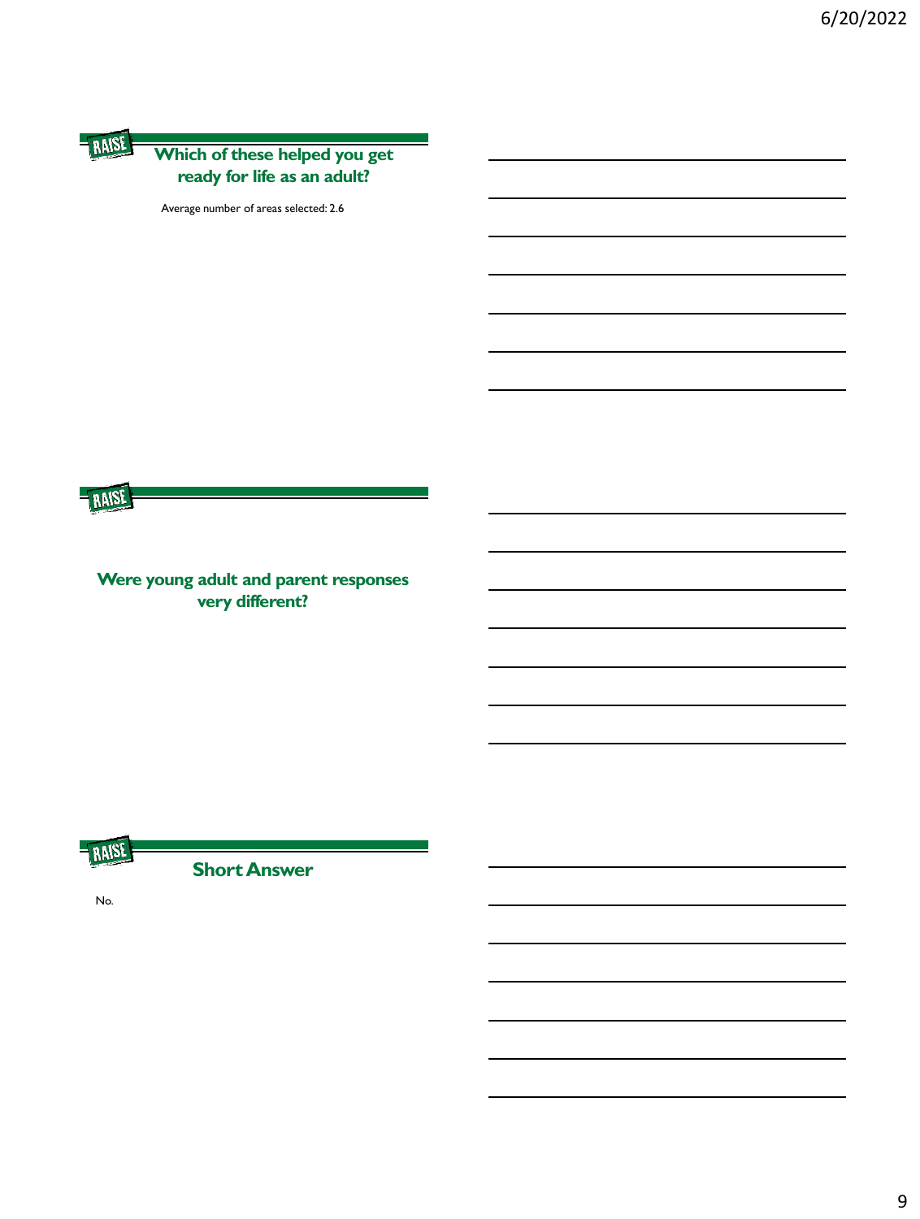## Which of these helped you get ready for life as an adult?

Average number of areas selected: 2.6

## Were young adult and parent responses very different?

## Short Answer

No.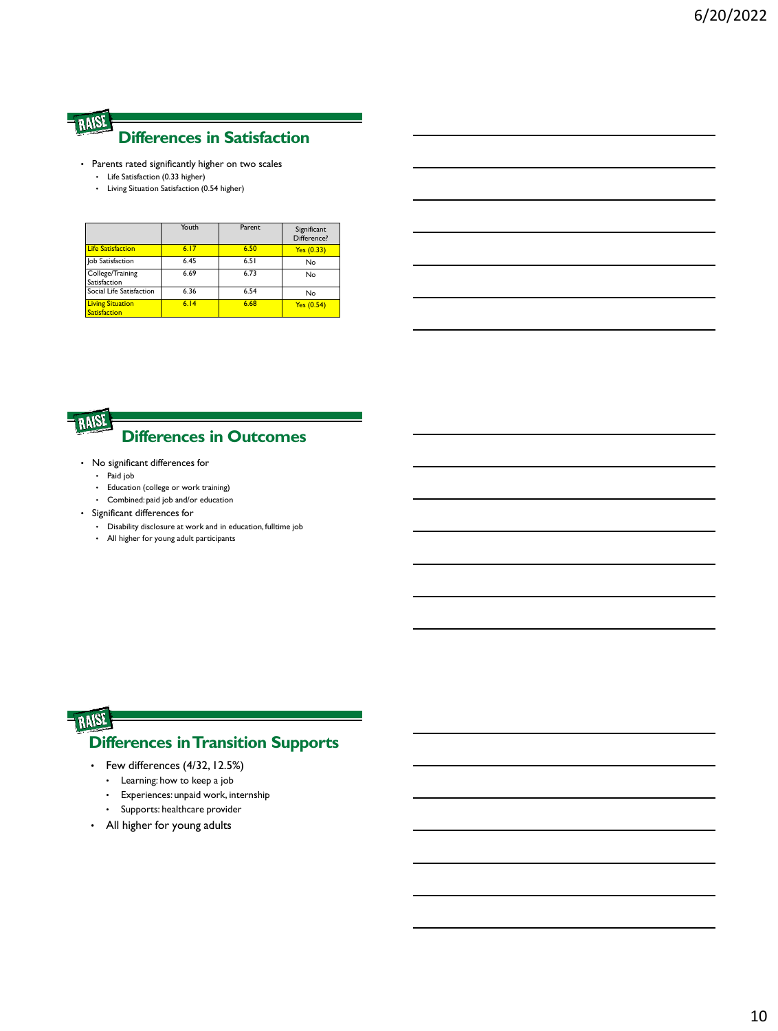## Differences in Satisfaction

- Parents rated significantly higher on two scales
  - Life Satisfaction (0.33 higher)
  - Living Situation Satisfaction (0.54 higher)

| | Youth | Parent | Significant Difference? |
|---|---|---|---|
| Life Satisfaction | 6.17 | 6.50 | Yes (0.33) |
| Job Satisfaction | 6.45 | 6.51 | No |
| College/Training Satisfaction | 6.69 | 6.73 | No |
| Social Life Satisfaction | 6.36 | 6.54 | No |
| Living Situation Satisfaction | 6.14 | 6.68 | Yes (0.54) |

## Differences in Outcomes

- No significant differences for
  - Paid job
  - Education (college or work training)
  - Combined: paid job and/or education
- Significant differences for
  - Disability disclosure at work and in education, fulltime job
  - All higher for young adult participants

## Differences in Transition Supports

- Few differences (4/32, 12.5%)
  - Learning: how to keep a job
  - Experiences: unpaid work, internship
  - Supports: healthcare provider
- All higher for young adults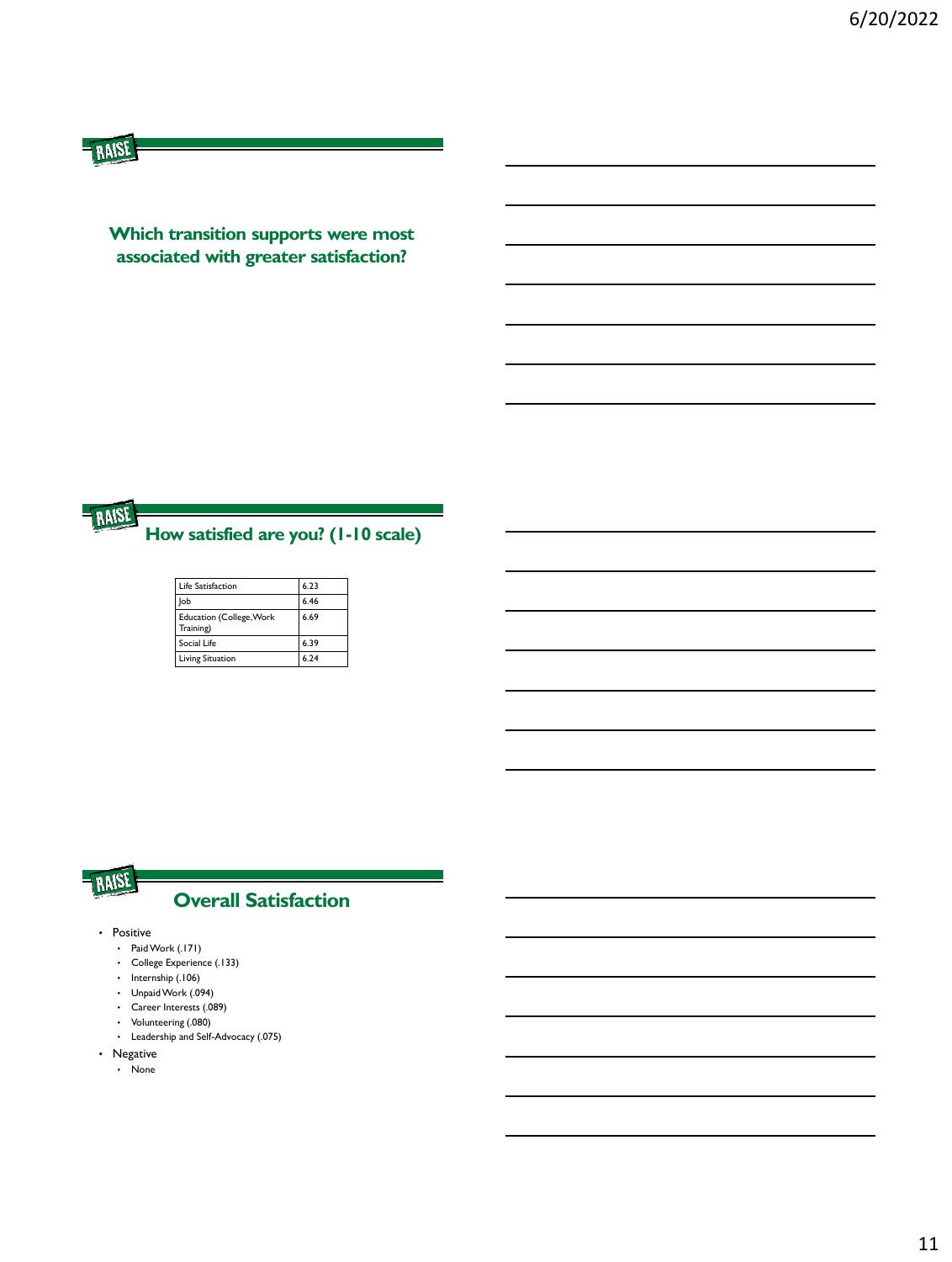## Which transition supports were most associated with greater satisfaction?

## How satisfied are you? (1-10 scale)

| Life Satisfaction | 6.23 |
|---|---|
| Job | 6.46 |
| Education (College, Work Training) | 6.69 |
| Social Life | 6.39 |
| Living Situation | 6.24 |

## Overall Satisfaction

- Positive
  - Paid Work (.171)
  - College Experience (.133)
  - Internship (.106)
  - Unpaid Work (.094)
  - Career Interests (.089)
  - Volunteering (.080)
  - Leadership and Self-Advocacy (.075)
- Negative
  - None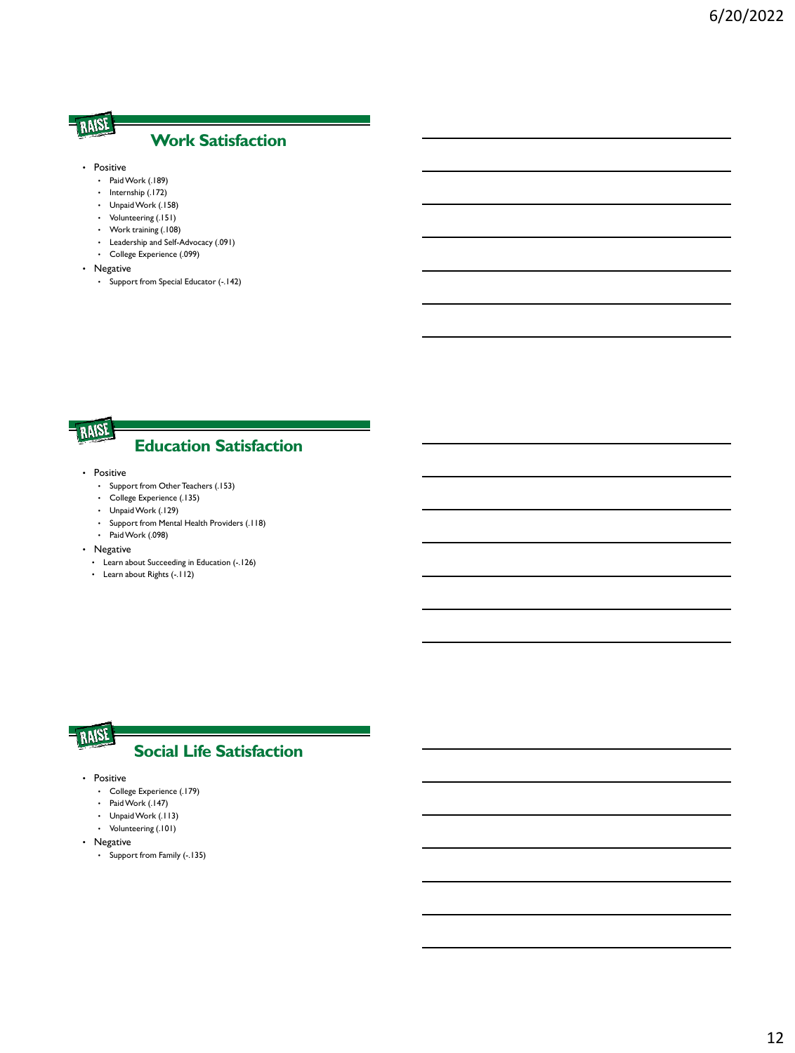## Work Satisfaction

- Positive
  - Paid Work (.189)
  - Internship (.172)
  - Unpaid Work (.158)
  - Volunteering (.151)
  - Work training (.108)
  - Leadership and Self-Advocacy (.091)
  - College Experience (.099)
- Negative
  - Support from Special Educator (-.142)

## Education Satisfaction

- Positive
  - Support from Other Teachers (.153)
  - College Experience (.135)
  - Unpaid Work (.129)
  - Support from Mental Health Providers (.118)
  - Paid Work (.098)
- Negative
  - Learn about Succeeding in Education (-.126)
  - Learn about Rights (-.112)

## Social Life Satisfaction

- Positive
  - College Experience (.179)
  - Paid Work (.147)
  - Unpaid Work (.113)
  - Volunteering (.101)
- Negative
  - Support from Family (-.135)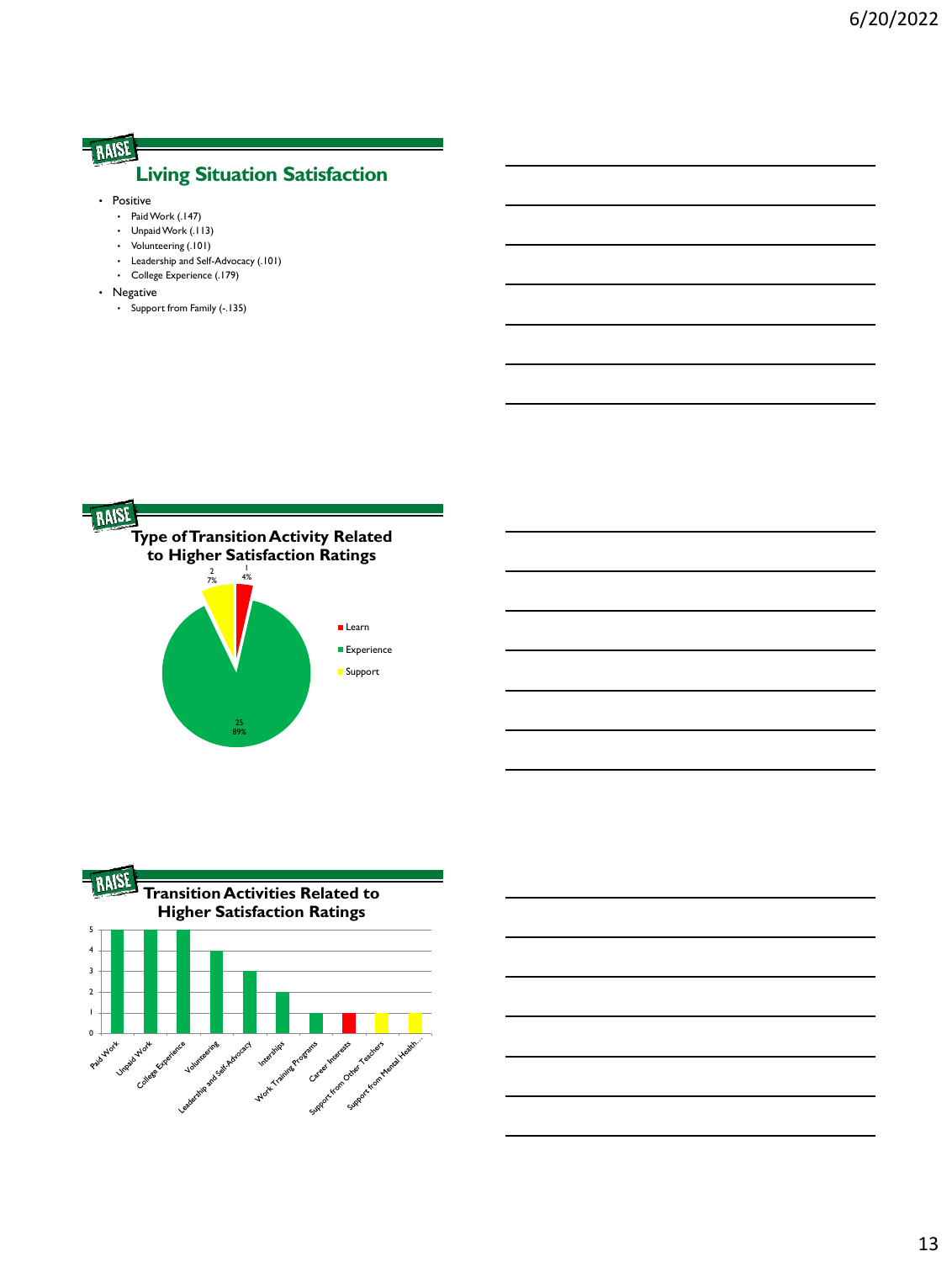## Living Situation Satisfaction

- Positive
  - Paid Work (.147)
  - Unpaid Work (.113)
  - Volunteering (.101)
  - Leadership and Self-Advocacy (.101)
  - College Experience (.179)
- Negative
  - Support from Family (-.135)

## Type of Transition Activity Related to Higher Satisfaction Ratings

| Type | Count | Percent |
|---|---|---|
| Learn | 1 | 4% |
| Experience | 25 | 89% |
| Support | 2 | 7% |

## Transition Activities Related to Higher Satisfaction Ratings

| Activity | Count |
|---|---|
| Paid Work | 5 |
| Unpaid Work | 5 |
| College Experience | 5 |
| Volunteering | 4 |
| Leadership and Self-Advocacy | 3 |
| Interships | 2 |
| Work Training Programs | 1 |
| Career Interests | 1 |
| Support from Other Teachers | 1 |
| Support from Mental Health… | 1 |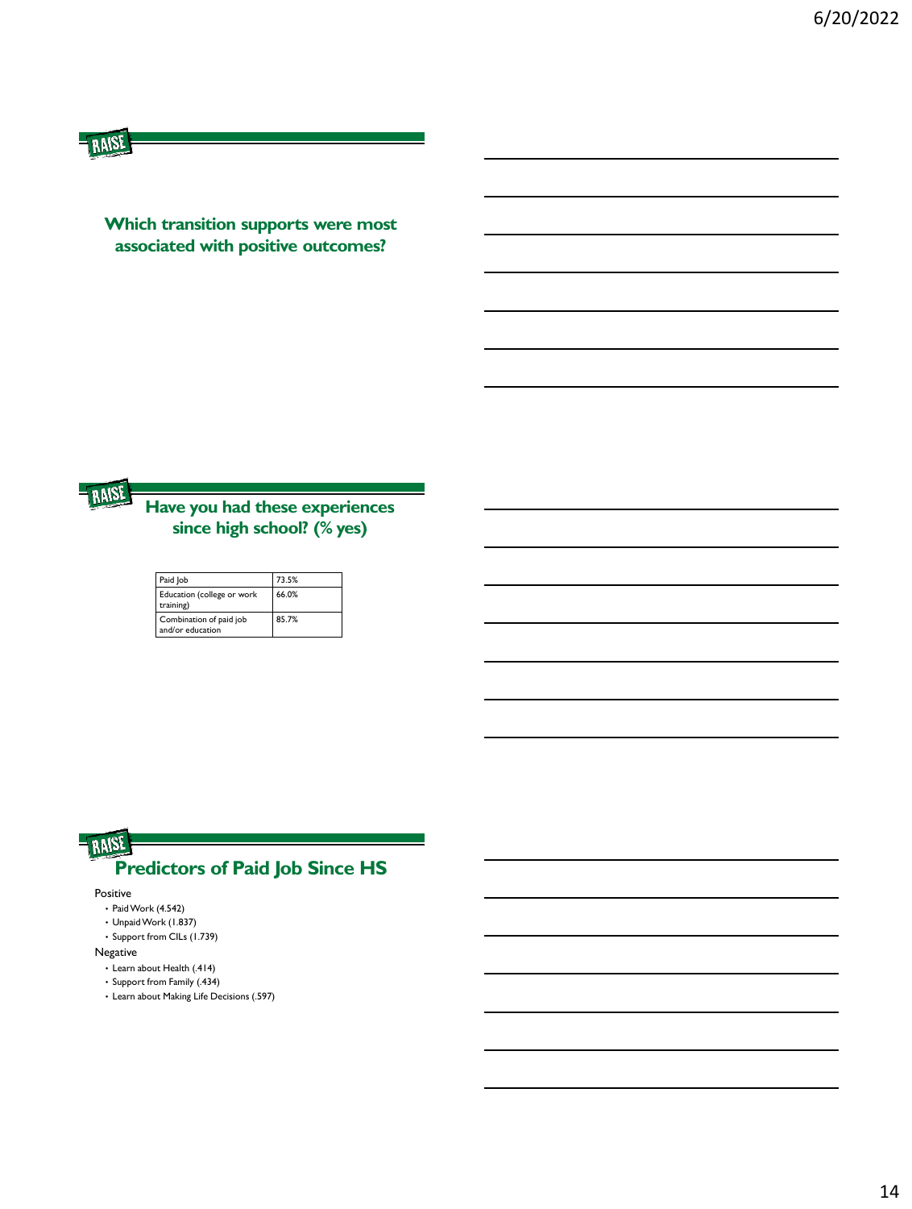## Which transition supports were most associated with positive outcomes?

## Have you had these experiences since high school? (% yes)

| Paid Job | 73.5% |
| --- | --- |
| Education (college or work training) | 66.0% |
| Combination of paid job and/or education | 85.7% |

## Predictors of Paid Job Since HS

Positive

- Paid Work (4.542)
- Unpaid Work (1.837)
- Support from CILs (1.739)

Negative

- Learn about Health (.414)
- Support from Family (.434)
- Learn about Making Life Decisions (.597)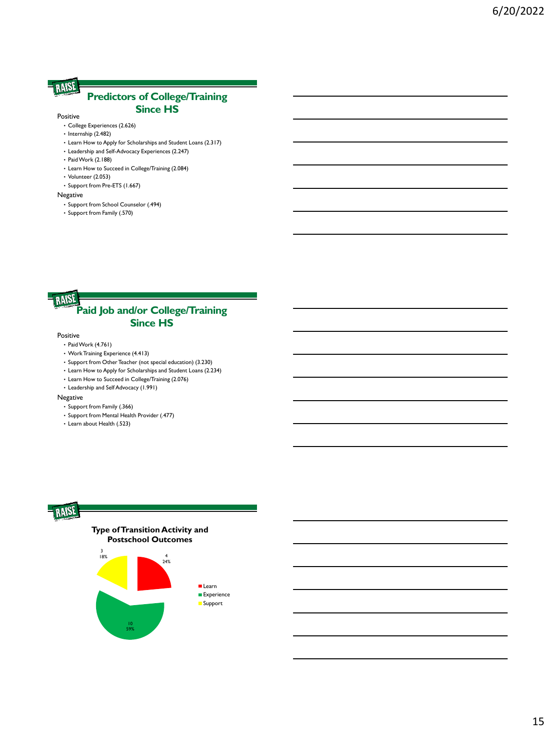## Predictors of College/Training Since HS

Positive

- College Experiences (2.626)
- Internship (2.482)
- Learn How to Apply for Scholarships and Student Loans (2.317)
- Leadership and Self-Advocacy Experiences (2.247)
- Paid Work (2.188)
- Learn How to Succeed in College/Training (2.084)
- Volunteer (2.053)
- Support from Pre-ETS (1.667)

Negative

- Support from School Counselor (.494)
- Support from Family (.570)

## Paid Job and/or College/Training Since HS

Positive

- Paid Work (4.761)
- Work Training Experience (4.413)
- Support from Other Teacher (not special education) (3.230)
- Learn How to Apply for Scholarships and Student Loans (2.234)
- Learn How to Succeed in College/Training (2.076)
- Leadership and Self Advocacy (1.991)

Negative

- Support from Family (.366)
- Support from Mental Health Provider (.477)
- Learn about Health (.523)

## Type of Transition Activity and Postschool Outcomes

| Type | Count | Percent |
|---|---|---|
| Learn | 4 | 24% |
| Experience | 10 | 59% |
| Support | 3 | 18% |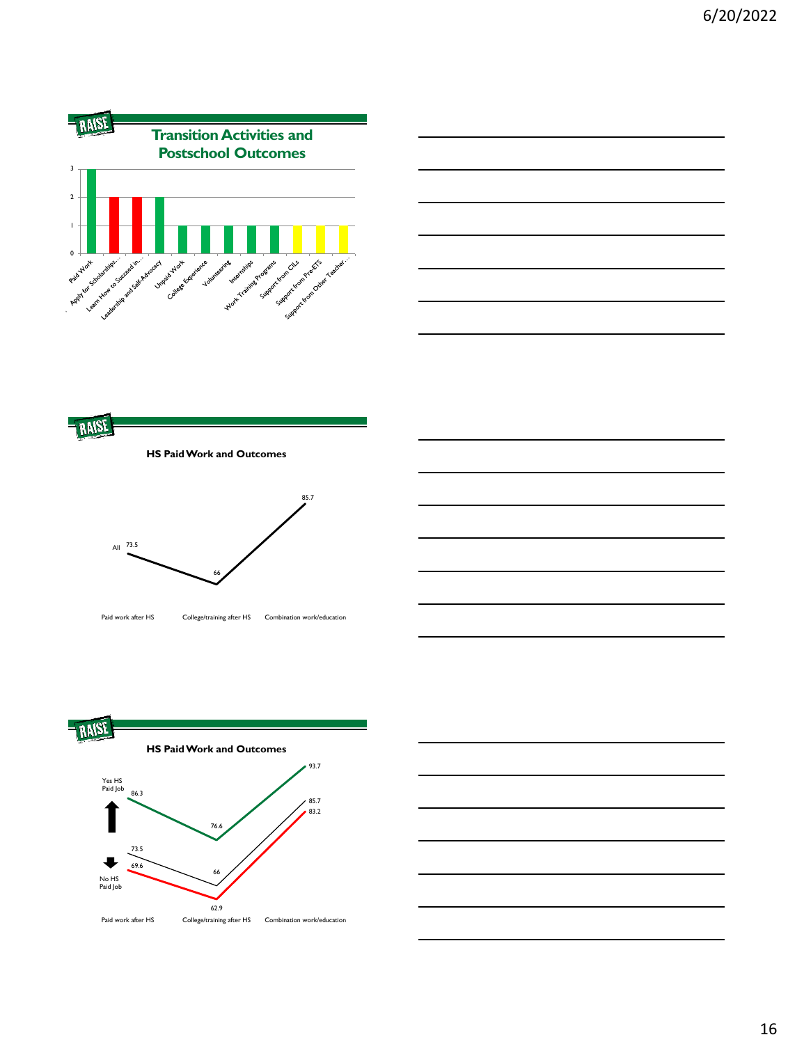## Transition Activities and Postschool Outcomes

| Activity | Value |
|---|---|
| Paid Work | 3 |
| Apply for Scholarships… | 2 |
| Learn How to Succeed in… | 2 |
| Leadership and Self-Advocacy | 2 |
| Unpaid Work | 1 |
| College Experience | 1 |
| Volunteering | 1 |
| Internships | 1 |
| Work Training Programs | 1 |
| Support from CILs | 1 |
| Support from Pre-ETS | 1 |
| Support from Other Teacher… | 1 |

## HS Paid Work and Outcomes

| | Paid work after HS | College/training after HS | Combination work/education |
|---|---|---|---|
| All | 73.5 | 66 | 85.7 |

## HS Paid Work and Outcomes

| | Paid work after HS | College/training after HS | Combination work/education |
|---|---|---|---|
| Yes HS Paid Job | 86.3 | 76.6 | 93.7 |
| All | 73.5 | 66 | 85.7 |
| No HS Paid Job | 69.6 | 62.9 | 83.2 |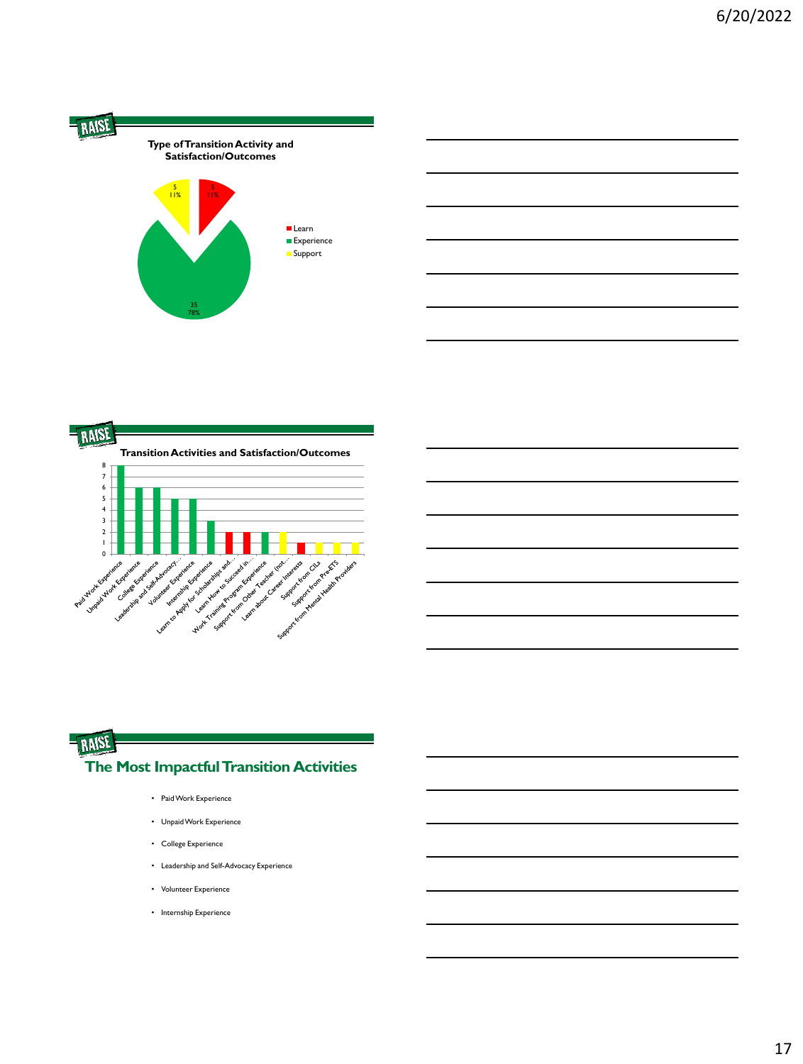## Type of Transition Activity and Satisfaction/Outcomes

| Type | Count | Percent |
|---|---|---|
| Learn | 5 | 11% |
| Experience | 35 | 78% |
| Support | 5 | 11% |

## Transition Activities and Satisfaction/Outcomes

| Activity | Count |
|---|---|
| Paid Work Experience | 8 |
| Unpaid Work Experience | 6 |
| College Experience | 6 |
| Leadership and Self-Advocacy… | 5 |
| Volunteer Experience | 5 |
| Internship Experience | 3 |
| Learn to Apply for Scholarships and… | 2 |
| Learn How to Succeed in… | 2 |
| Work Training Program Experience | 2 |
| Support from Other Teacher (not… | 2 |
| Learn about Career Interests | 1 |
| Support from CILs | 1 |
| Support from Pre-ETS | 1 |
| Support from Mental Health Providers | 1 |

## The Most Impactful Transition Activities

- Paid Work Experience
- Unpaid Work Experience
- College Experience
- Leadership and Self-Advocacy Experience
- Volunteer Experience
- Internship Experience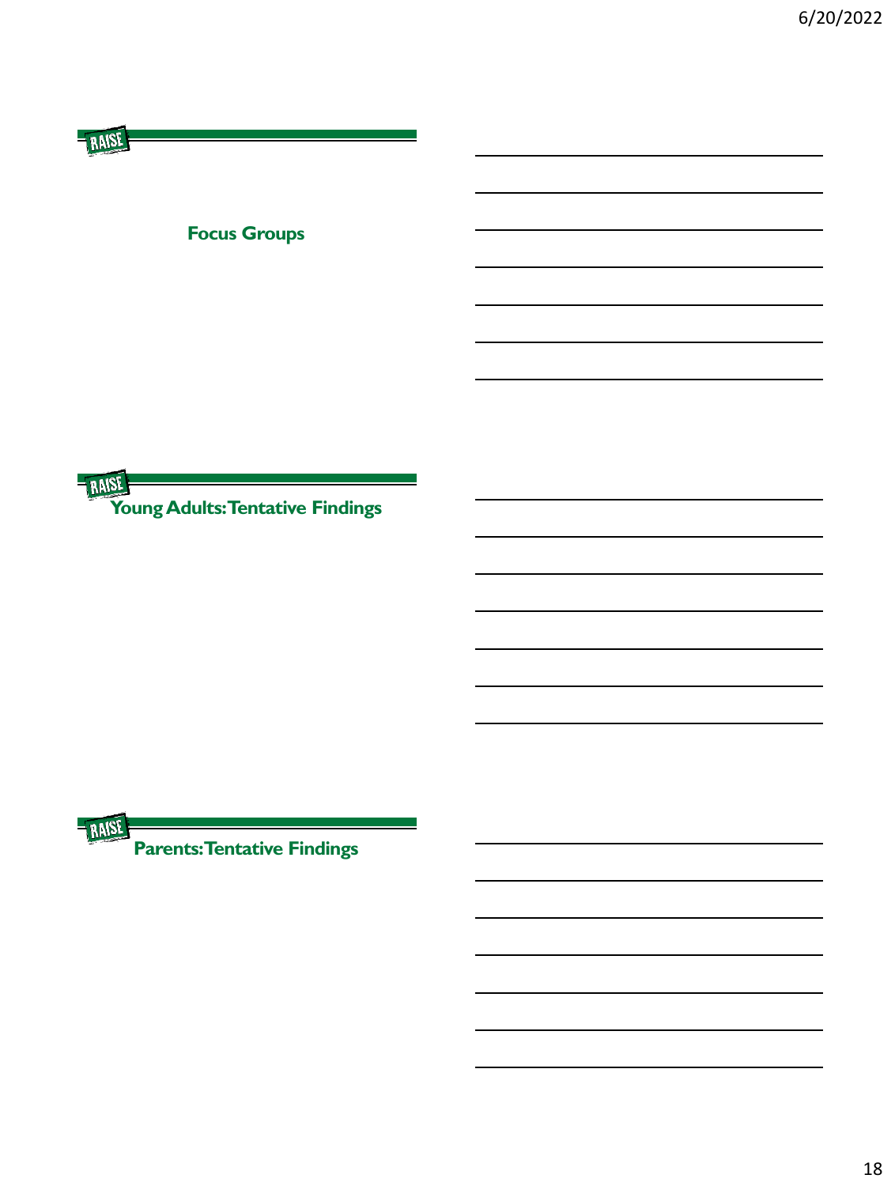## Focus Groups

## Young Adults: Tentative Findings

## Parents: Tentative Findings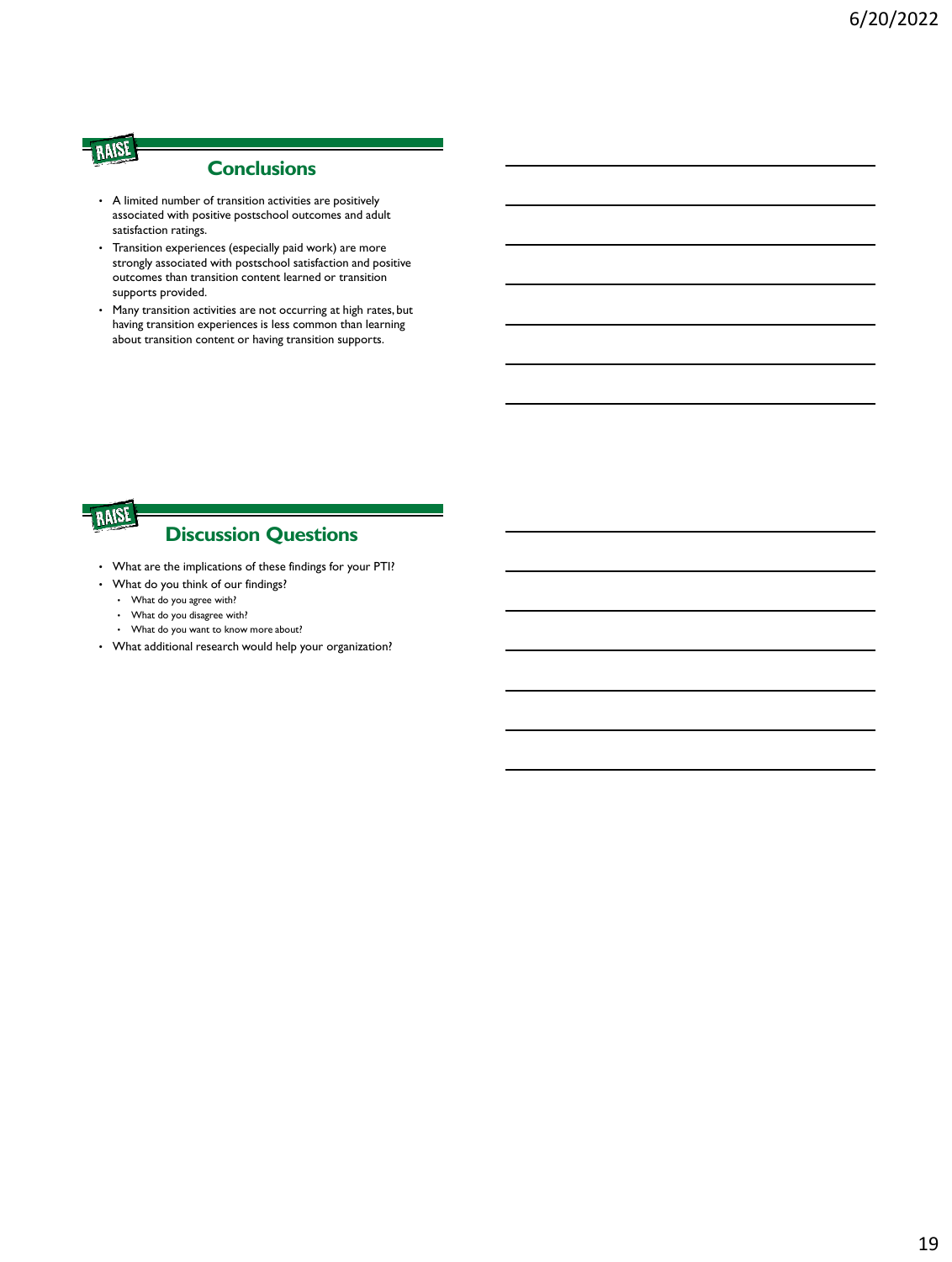## Conclusions

- A limited number of transition activities are positively associated with positive postschool outcomes and adult satisfaction ratings.
- Transition experiences (especially paid work) are more strongly associated with postschool satisfaction and positive outcomes than transition content learned or transition supports provided.
- Many transition activities are not occurring at high rates, but having transition experiences is less common than learning about transition content or having transition supports.

## Discussion Questions

- What are the implications of these findings for your PTI?
- What do you think of our findings?
  - What do you agree with?
  - What do you disagree with?
  - What do you want to know more about?
- What additional research would help your organization?